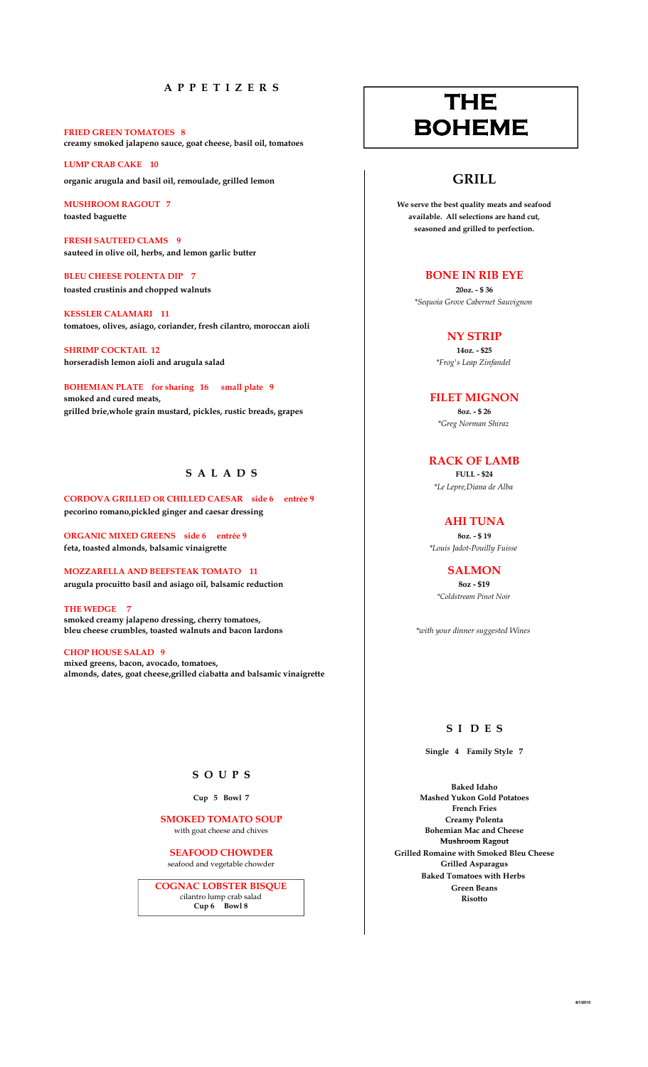# THE BOHEME

## APPETIZERS

**FRIED GREEN TOMATOES 8**
**creamy smoked jalapeno sauce, goat cheese, basil oil, tomatoes**

**LUMP CRAB CAKE 10**
**organic arugula and basil oil, remoulade, grilled lemon**

**MUSHROOM RAGOUT 7**
**toasted baguette**

**FRESH SAUTEED CLAMS 9**
**sauteed in olive oil, herbs, and lemon garlic butter**

**BLEU CHEESE POLENTA DIP 7**
**toasted crustinis and chopped walnuts**

**KESSLER CALAMARI 11**
**tomatoes, olives, asiago, coriander, fresh cilantro, moroccan aioli**

**SHRIMP COCKTAIL 12**
**horseradish lemon aioli and arugula salad**

**BOHEMIAN PLATE for sharing 16 small plate 9**
**smoked and cured meats,**
**grilled brie,whole grain mustard, pickles, rustic breads, grapes**

## SALADS

**CORDOVA GRILLED OR CHILLED CAESAR side 6 entrée 9**
**pecorino romano,pickled ginger and caesar dressing**

**ORGANIC MIXED GREENS side 6 entrée 9**
**feta, toasted almonds, balsamic vinaigrette**

**MOZZARELLA AND BEEFSTEAK TOMATO 11**
**arugula procuitto basil and asiago oil, balsamic reduction**

**THE WEDGE 7**
**smoked creamy jalapeno dressing, cherry tomatoes,**
**bleu cheese crumbles, toasted walnuts and bacon lardons**

**CHOP HOUSE SALAD 9**
**mixed greens, bacon, avocado, tomatoes,**
**almonds, dates, goat cheese,grilled ciabatta and balsamic vinaigrette**

## SOUPS

**Cup 5 Bowl 7**

**SMOKED TOMATO SOUP**
with goat cheese and chives

**SEAFOOD CHOWDER**
seafood and vegetable chowder

**COGNAC LOBSTER BISQUE**
cilantro lump crab salad
**Cup 6 Bowl 8**

## GRILL

**We serve the best quality meats and seafood available. All selections are hand cut, seasoned and grilled to perfection.**

### BONE IN RIB EYE
**20oz. - $ 36**
*\*Sequoia Grove Cabernet Sauvignon*

### NY STRIP
**14oz. - $25**
*\*Frog's Leap Zinfandel*

### FILET MIGNON
**8oz. - $ 26**
*\*Greg Norman Shiraz*

### RACK OF LAMB
**FULL - $24**
*\*Le Lepre,Diana de Alba*

### AHI TUNA
**8oz. - $ 19**
*\*Louis Jadot-Pouilly Fuisse*

### SALMON
**8oz - $19**
*\*Coldstream Pinot Noir*

*\*with your dinner suggested Wines*

## SIDES

**Single 4 Family Style 7**

**Baked Idaho**
**Mashed Yukon Gold Potatoes**
**French Fries**
**Creamy Polenta**
**Bohemian Mac and Cheese**
**Mushroom Ragout**
**Grilled Romaine with Smoked Bleu Cheese**
**Grilled Asparagus**
**Baked Tomatoes with Herbs**
**Green Beans**
**Risotto**

8/1/2010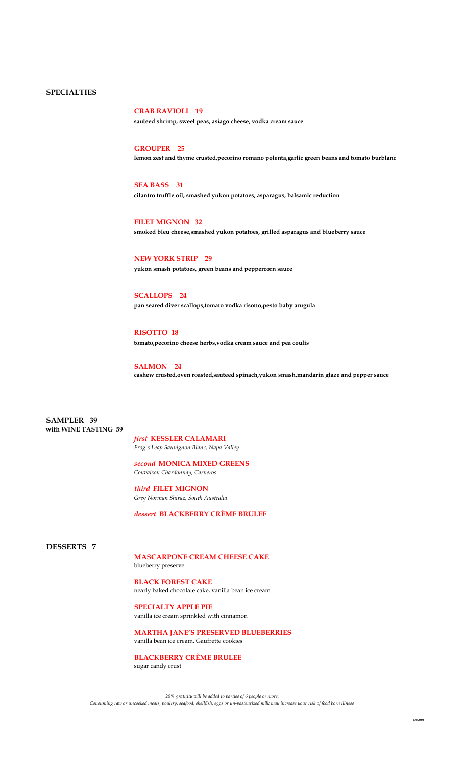## SPECIALTIES

**CRAB RAVIOLI 19**
**sauteed shrimp, sweet peas, asiago cheese, vodka cream sauce**

**GROUPER 25**
**lemon zest and thyme crusted,pecorino romano polenta,garlic green beans and tomato burblanc**

**SEA BASS 31**
**cilantro truffle oil, smashed yukon potatoes, asparagus, balsamic reduction**

**FILET MIGNON 32**
**smoked bleu cheese,smashed yukon potatoes, grilled asparagus and blueberry sauce**

**NEW YORK STRIP 29**
**yukon smash potatoes, green beans and peppercorn sauce**

**SCALLOPS 24**
**pan seared diver scallops,tomato vodka risotto,pesto baby arugula**

**RISOTTO 18**
**tomato,pecorino cheese herbs,vodka cream sauce and pea coulis**

**SALMON 24**
**cashew crusted,oven roasted,sauteed spinach,yukon smash,mandarin glaze and pepper sauce**

## SAMPLER 39
## with WINE TASTING 59

***first*** **KESSLER CALAMARI**
*Frog's Leap Sauvignon Blanc, Napa Valley*

***second*** **MONICA MIXED GREENS**
*Couvaison Chardonnay, Carneros*

***third*** **FILET MIGNON**
*Greg Norman Shiraz, South Australia*

***dessert*** **BLACKBERRY CRÈME BRULEE**

## DESSERTS 7

**MASCARPONE CREAM CHEESE CAKE**
blueberry preserve

**BLACK FOREST CAKE**
nearly baked chocolate cake, vanilla bean ice cream

**SPECIALTY APPLE PIE**
vanilla ice cream sprinkled with cinnamon

**MARTHA JANE'S PRESERVED BLUEBERRIES**
vanilla bean ice cream, Gaufrette cookies

**BLACKBERRY CRÈME BRULEE**
sugar candy crust

*20% gratuity will be added to parties of 6 people or more.*
*Consuming raw or uncooked meats, poultry, seafood, shellfish, eggs or un-pasteurized milk may increase your risk of food born illness*

8/1/2010